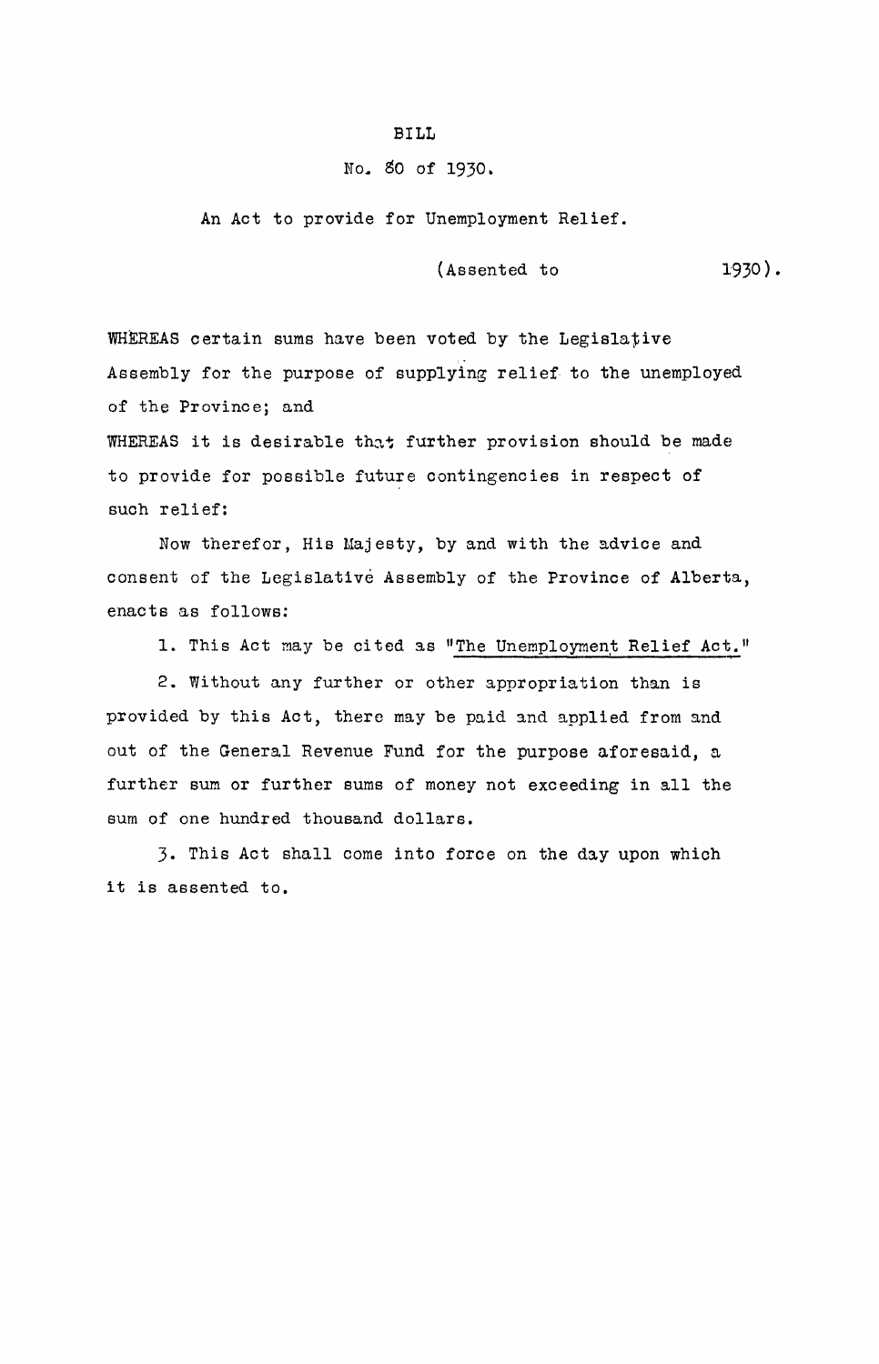BILL

No. 80 of 1930.

An Act to provide for Unemployment Relief.

(Assented to 1930).

WHEREAS certain sums have been voted by the Legislative Assembly for the purpose of supplying relief to the unemployed of the Province; and

WHEREAS it is desirable that further provision should be made to provide for possible future contingencies in respect of such relief:

Now therefor, His Majesty, by and with the advice and consent of the Legislative Assembly of the Province of Alberta, enacts as follows:

1. This Act may be cited as "The Unemployment Relief Act."

2. Without any further or other appropriation than is provided by this Act, there may be paid and applied from and out of the General Revenue Fund for the purpose aforesaid, a further sum or further sums of money not exceeding in all the sum of one hundred thousand dollars.

3. This Act shall come into force on the day upon which it is assented to.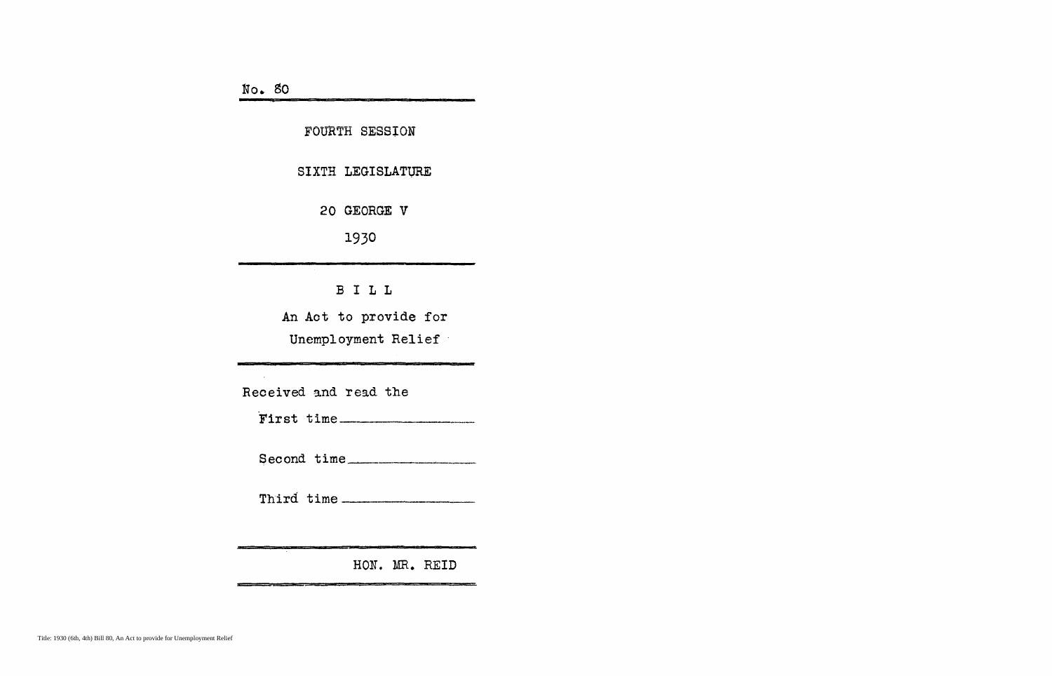No. 80

FOURTH SESSION

SIXTH LEGISLATURE

20 GEORGE V

1930

BILL

An Act to provide for Unemployment Relief

Received and read the

First time

Second time

Third time

HON. MR. REID